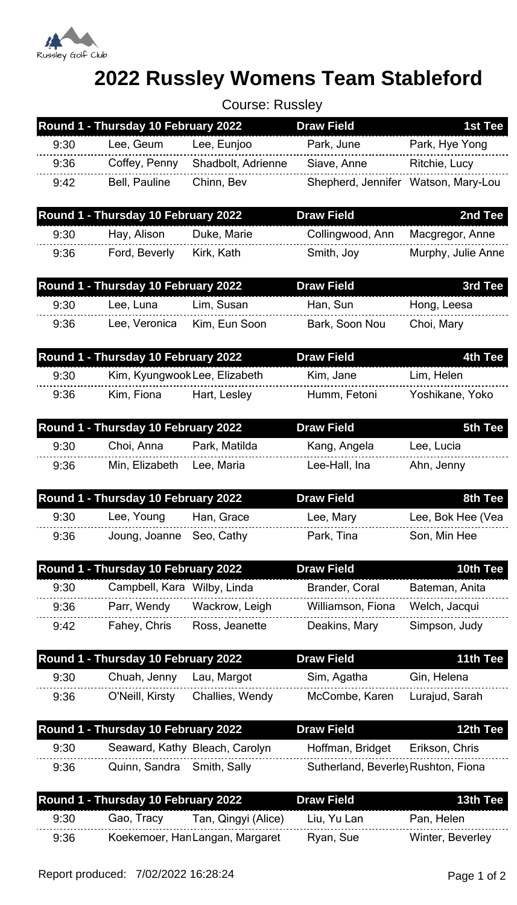Russley Golf Club

# 2022 Russley Womens Team Stableford

Course: Russley

| Round 1 - Thursday 10 February 2022 | | | Draw Field | 1st Tee |
|---|---|---|---|---|
| 9:30 | Lee, Geum | Lee, Eunjoo | Park, June | Park, Hye Yong |
| 9:36 | Coffey, Penny | Shadbolt, Adrienne | Siave, Anne | Ritchie, Lucy |
| 9:42 | Bell, Pauline | Chinn, Bev | Shepherd, Jennifer | Watson, Mary-Lou |

| Round 1 - Thursday 10 February 2022 | | | Draw Field | 2nd Tee |
|---|---|---|---|---|
| 9:30 | Hay, Alison | Duke, Marie | Collingwood, Ann | Macgregor, Anne |
| 9:36 | Ford, Beverly | Kirk, Kath | Smith, Joy | Murphy, Julie Anne |

| Round 1 - Thursday 10 February 2022 | | | Draw Field | 3rd Tee |
|---|---|---|---|---|
| 9:30 | Lee, Luna | Lim, Susan | Han, Sun | Hong, Leesa |
| 9:36 | Lee, Veronica | Kim, Eun Soon | Bark, Soon Nou | Choi, Mary |

| Round 1 - Thursday 10 February 2022 | | | Draw Field | 4th Tee |
|---|---|---|---|---|
| 9:30 | Kim, Kyungwook | Lee, Elizabeth | Kim, Jane | Lim, Helen |
| 9:36 | Kim, Fiona | Hart, Lesley | Humm, Fetoni | Yoshikane, Yoko |

| Round 1 - Thursday 10 February 2022 | | | Draw Field | 5th Tee |
|---|---|---|---|---|
| 9:30 | Choi, Anna | Park, Matilda | Kang, Angela | Lee, Lucia |
| 9:36 | Min, Elizabeth | Lee, Maria | Lee-Hall, Ina | Ahn, Jenny |

| Round 1 - Thursday 10 February 2022 | | | Draw Field | 8th Tee |
|---|---|---|---|---|
| 9:30 | Lee, Young | Han, Grace | Lee, Mary | Lee, Bok Hee (Vea |
| 9:36 | Joung, Joanne | Seo, Cathy | Park, Tina | Son, Min Hee |

| Round 1 - Thursday 10 February 2022 | | | Draw Field | 10th Tee |
|---|---|---|---|---|
| 9:30 | Campbell, Kara | Wilby, Linda | Brander, Coral | Bateman, Anita |
| 9:36 | Parr, Wendy | Wackrow, Leigh | Williamson, Fiona | Welch, Jacqui |
| 9:42 | Fahey, Chris | Ross, Jeanette | Deakins, Mary | Simpson, Judy |

| Round 1 - Thursday 10 February 2022 | | | Draw Field | 11th Tee |
|---|---|---|---|---|
| 9:30 | Chuah, Jenny | Lau, Margot | Sim, Agatha | Gin, Helena |
| 9:36 | O'Neill, Kirsty | Challies, Wendy | McCombe, Karen | Lurajud, Sarah |

| Round 1 - Thursday 10 February 2022 | | | Draw Field | 12th Tee |
|---|---|---|---|---|
| 9:30 | Seaward, Kathy | Bleach, Carolyn | Hoffman, Bridget | Erikson, Chris |
| 9:36 | Quinn, Sandra | Smith, Sally | Sutherland, Beverley | Rushton, Fiona |

| Round 1 - Thursday 10 February 2022 | | | Draw Field | 13th Tee |
|---|---|---|---|---|
| 9:30 | Gao, Tracy | Tan, Qingyi (Alice) | Liu, Yu Lan | Pan, Helen |
| 9:36 | Koekemoer, Han | Langan, Margaret | Ryan, Sue | Winter, Beverley |

Report produced: 7/02/2022 16:28:24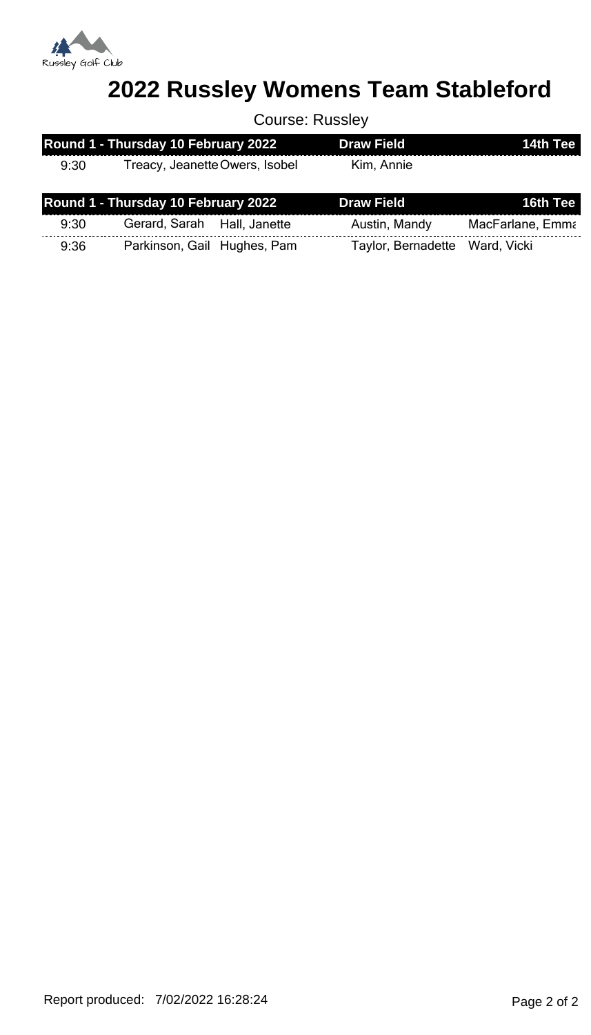# 2022 Russley Womens Team Stableford

Course: Russley

| Round 1 - Thursday 10 February 2022 | | | Draw Field | 14th Tee |
|---|---|---|---|---|
| 9:30 | Treacy, Jeanette | Owers, Isobel | Kim, Annie | |

| Round 1 - Thursday 10 February 2022 | | | Draw Field | 16th Tee |
|---|---|---|---|---|
| 9:30 | Gerard, Sarah | Hall, Janette | Austin, Mandy | MacFarlane, Emma |
| 9:36 | Parkinson, Gail | Hughes, Pam | Taylor, Bernadette | Ward, Vicki |

Report produced: 7/02/2022 16:28:24